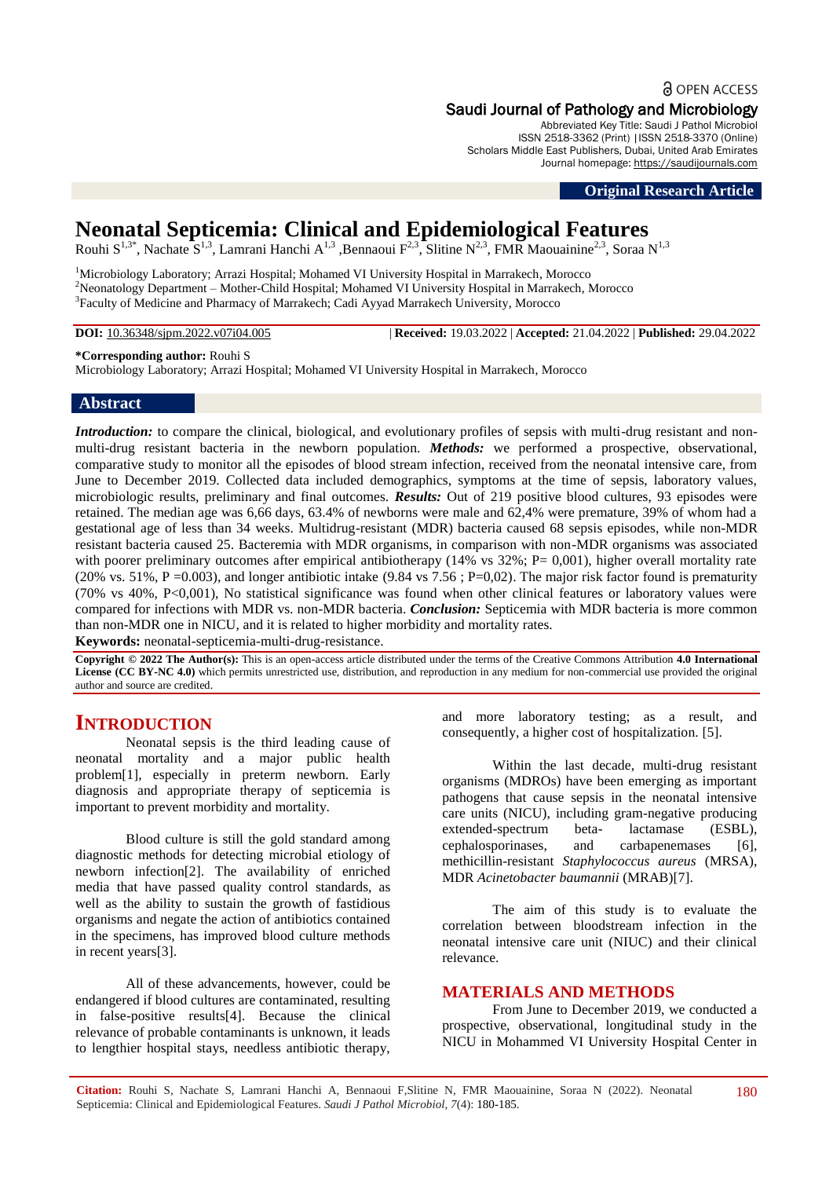Original Research Article

# Neonatal Septicemia: Clinical and Epidemiological Features

Rouhi S[1,3*], Nachate S[1,3], Lamrani Hanchi A[1,3] ,Bennaoui F[2,3], Slitine N[2,3], FMR Maouainine[2,3], Soraa N[1,3]

[1]Microbiology Laboratory; Arrazi Hospital; Mohamed VI University Hospital in Marrakech, Morocco
[2]Neonatology Department – Mother-Child Hospital; Mohamed VI University Hospital in Marrakech, Morocco
[3]Faculty of Medicine and Pharmacy of Marrakech; Cadi Ayyad Marrakech University, Morocco

**DOI:** 10.36348/sjpm.2022.v07i04.005 | **Received:** 19.03.2022 | **Accepted:** 21.04.2022 | **Published:** 29.04.2022

**\*Corresponding author:** Rouhi S
Microbiology Laboratory; Arrazi Hospital; Mohamed VI University Hospital in Marrakech, Morocco

## Abstract

***Introduction:*** to compare the clinical, biological, and evolutionary profiles of sepsis with multi-drug resistant and non-multi-drug resistant bacteria in the newborn population. ***Methods:*** we performed a prospective, observational, comparative study to monitor all the episodes of blood stream infection, received from the neonatal intensive care, from June to December 2019. Collected data included demographics, symptoms at the time of sepsis, laboratory values, microbiologic results, preliminary and final outcomes. ***Results:*** Out of 219 positive blood cultures, 93 episodes were retained. The median age was 6,66 days, 63.4% of newborns were male and 62,4% were premature, 39% of whom had a gestational age of less than 34 weeks. Multidrug-resistant (MDR) bacteria caused 68 sepsis episodes, while non-MDR resistant bacteria caused 25. Bacteremia with MDR organisms, in comparison with non-MDR organisms was associated with poorer preliminary outcomes after empirical antibiotherapy (14% vs 32%; P= 0,001), higher overall mortality rate (20% vs. 51%, P =0.003), and longer antibiotic intake (9.84 vs 7.56 ; P=0,02). The major risk factor found is prematurity (70% vs 40%, P<0,001), No statistical significance was found when other clinical features or laboratory values were compared for infections with MDR vs. non-MDR bacteria. ***Conclusion:*** Septicemia with MDR bacteria is more common than non-MDR one in NICU, and it is related to higher morbidity and mortality rates.

**Keywords:** neonatal-septicemia-multi-drug-resistance.

**Copyright © 2022 The Author(s):** This is an open-access article distributed under the terms of the Creative Commons Attribution **4.0 International License (CC BY-NC 4.0)** which permits unrestricted use, distribution, and reproduction in any medium for non-commercial use provided the original author and source are credited.

## INTRODUCTION

Neonatal sepsis is the third leading cause of neonatal mortality and a major public health problem[1], especially in preterm newborn. Early diagnosis and appropriate therapy of septicemia is important to prevent morbidity and mortality.

Blood culture is still the gold standard among diagnostic methods for detecting microbial etiology of newborn infection[2]. The availability of enriched media that have passed quality control standards, as well as the ability to sustain the growth of fastidious organisms and negate the action of antibiotics contained in the specimens, has improved blood culture methods in recent years[3].

All of these advancements, however, could be endangered if blood cultures are contaminated, resulting in false-positive results[4]. Because the clinical relevance of probable contaminants is unknown, it leads to lengthier hospital stays, needless antibiotic therapy, and more laboratory testing; as a result, and consequently, a higher cost of hospitalization. [5].

Within the last decade, multi-drug resistant organisms (MDROs) have been emerging as important pathogens that cause sepsis in the neonatal intensive care units (NICU), including gram-negative producing extended-spectrum beta- lactamase (ESBL), cephalosporinases, and carbapenemases [6], methicillin-resistant *Staphylococcus aureus* (MRSA), MDR *Acinetobacter baumannii* (MRAB)[7].

The aim of this study is to evaluate the correlation between bloodstream infection in the neonatal intensive care unit (NIUC) and their clinical relevance.

## MATERIALS AND METHODS

From June to December 2019, we conducted a prospective, observational, longitudinal study in the NICU in Mohammed VI University Hospital Center in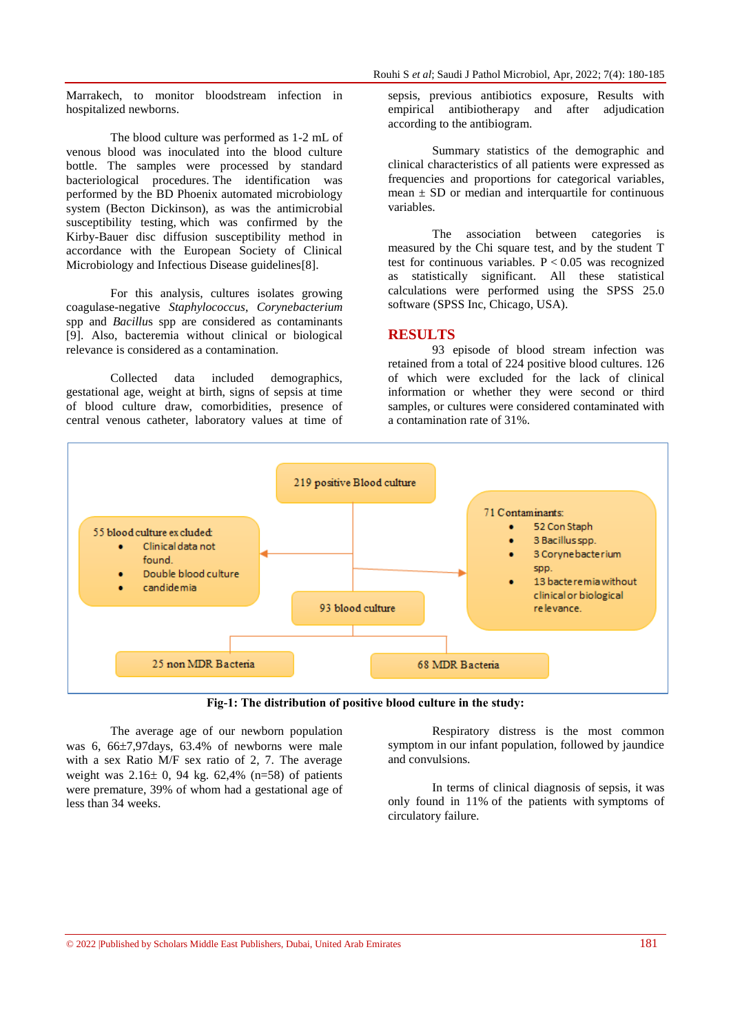Marrakech, to monitor bloodstream infection in hospitalized newborns.

The blood culture was performed as 1-2 mL of venous blood was inoculated into the blood culture bottle. The samples were processed by standard bacteriological procedures. The identification was performed by the BD Phoenix automated microbiology system (Becton Dickinson), as was the antimicrobial susceptibility testing, which was confirmed by the Kirby-Bauer disc diffusion susceptibility method in accordance with the European Society of Clinical Microbiology and Infectious Disease guidelines[8].

For this analysis, cultures isolates growing coagulase-negative *Staphylococcus*, *Corynebacterium* spp and *Bacillus* spp are considered as contaminants [9]. Also, bacteremia without clinical or biological relevance is considered as a contamination.

Collected data included demographics, gestational age, weight at birth, signs of sepsis at time of blood culture draw, comorbidities, presence of central venous catheter, laboratory values at time of sepsis, previous antibiotics exposure, Results with empirical antibiotherapy and after adjudication according to the antibiogram.

Summary statistics of the demographic and clinical characteristics of all patients were expressed as frequencies and proportions for categorical variables, mean ± SD or median and interquartile for continuous variables.

The association between categories is measured by the Chi square test, and by the student T test for continuous variables. $P < 0.05$ was recognized as statistically significant. All these statistical calculations were performed using the SPSS 25.0 software (SPSS Inc, Chicago, USA).

## RESULTS

93 episode of blood stream infection was retained from a total of 224 positive blood cultures. 126 of which were excluded for the lack of clinical information or whether they were second or third samples, or cultures were considered contaminated with a contamination rate of 31%.

219 positive Blood culture

55 blood culture excluded:
- Clinical data not found.
- Double blood culture
- candidemia

71 Contaminants:
- 52 Con Staph
- 3 Bacillus spp.
- 3 Corynebacterium spp.
- 13 bacteremia without clinical or biological relevance.

93 blood culture

25 non MDR Bacteria

68 MDR Bacteria

**Fig-1: The distribution of positive blood culture in the study:**

The average age of our newborn population was 6, 66±7,97days, 63.4% of newborns were male with a sex Ratio M/F sex ratio of 2, 7. The average weight was 2.16± 0, 94 kg. 62,4% (n=58) of patients were premature, 39% of whom had a gestational age of less than 34 weeks.

Respiratory distress is the most common symptom in our infant population, followed by jaundice and convulsions.

In terms of clinical diagnosis of sepsis, it was only found in 11% of the patients with symptoms of circulatory failure.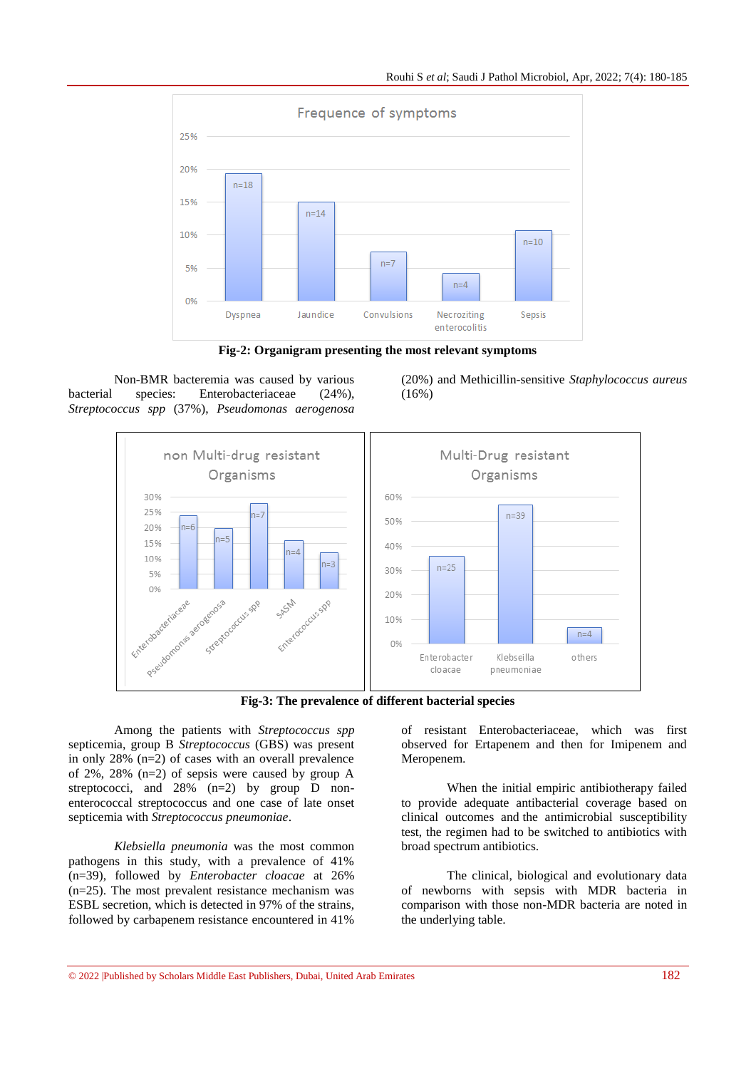Fig-2: Organigram presenting the most relevant symptoms

Non-BMR bacteremia was caused by various bacterial species: Enterobacteriaceae (24%), *Streptococcus spp* (37%), *Pseudomonas aerogenosa* (20%) and Methicillin-sensitive *Staphylococcus aureus* (16%)

Fig-3: The prevalence of different bacterial species

Among the patients with *Streptococcus spp* septicemia, group B *Streptococcus* (GBS) was present in only 28% (n=2) of cases with an overall prevalence of 2%, 28% (n=2) of sepsis were caused by group A streptococci, and 28% (n=2) by group D non-enterococcal streptococcus and one case of late onset septicemia with *Streptococcus pneumoniae*.

*Klebsiella pneumonia* was the most common pathogens in this study, with a prevalence of 41% (n=39), followed by *Enterobacter cloacae* at 26% (n=25). The most prevalent resistance mechanism was ESBL secretion, which is detected in 97% of the strains, followed by carbapenem resistance encountered in 41% of resistant Enterobacteriaceae, which was first observed for Ertapenem and then for Imipenem and Meropenem.

When the initial empiric antibiotherapy failed to provide adequate antibacterial coverage based on clinical outcomes and the antimicrobial susceptibility test, the regimen had to be switched to antibiotics with broad spectrum antibiotics.

The clinical, biological and evolutionary data of newborns with sepsis with MDR bacteria in comparison with those non-MDR bacteria are noted in the underlying table.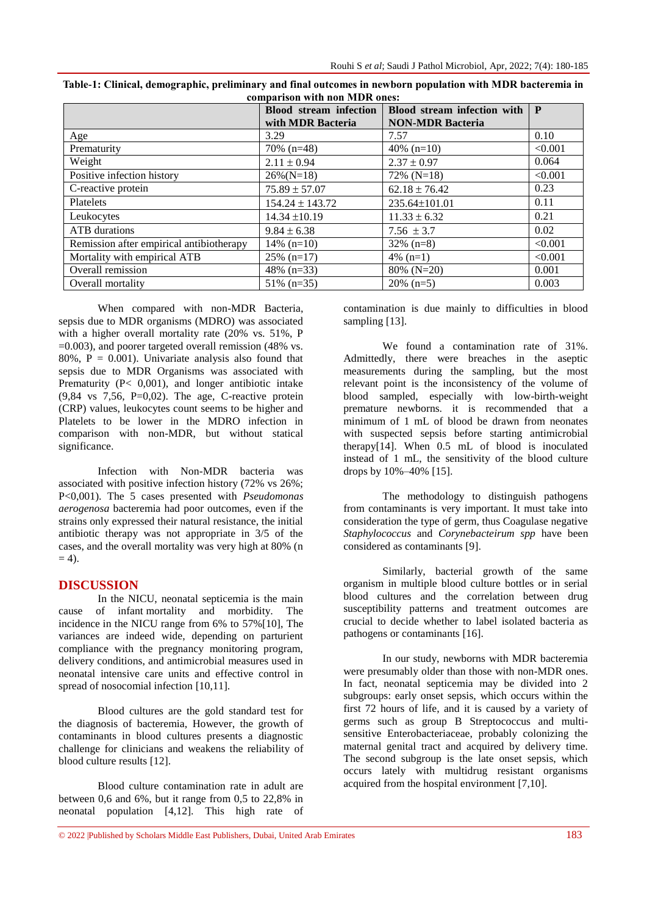**Table-1: Clinical, demographic, preliminary and final outcomes in newborn population with MDR bacteremia in comparison with non MDR ones:**

| | **Blood stream infection with MDR Bacteria** | **Blood stream infection with NON-MDR Bacteria** | **P** |
|---|---|---|---|
| Age | 3.29 | 7.57 | 0.10 |
| Prematurity | 70% (n=48) | 40% (n=10) | <0.001 |
| Weight | 2.11 ± 0.94 | 2.37 ± 0.97 | 0.064 |
| Positive infection history | 26%(N=18) | 72% (N=18) | <0.001 |
| C-reactive protein | 75.89 ± 57.07 | 62.18 ± 76.42 | 0.23 |
| Platelets | 154.24 ± 143.72 | 235.64±101.01 | 0.11 |
| Leukocytes | 14.34 ±10.19 | 11.33 ± 6.32 | 0.21 |
| ATB durations | 9.84 ± 6.38 | 7.56 ± 3.7 | 0.02 |
| Remission after empirical antibiotherapy | 14% (n=10) | 32% (n=8) | <0.001 |
| Mortality with empirical ATB | 25% (n=17) | 4% (n=1) | <0.001 |
| Overall remission | 48% (n=33) | 80% (N=20) | 0.001 |
| Overall mortality | 51% (n=35) | 20% (n=5) | 0.003 |

When compared with non-MDR Bacteria, sepsis due to MDR organisms (MDRO) was associated with a higher overall mortality rate (20% vs. 51%, P =0.003), and poorer targeted overall remission (48% vs. 80%, P = 0.001). Univariate analysis also found that sepsis due to MDR Organisms was associated with Prematurity (P< 0,001), and longer antibiotic intake (9,84 vs 7,56, P=0,02). The age, C-reactive protein (CRP) values, leukocytes count seems to be higher and Platelets to be lower in the MDRO infection in comparison with non-MDR, but without statical significance.

Infection with Non-MDR bacteria was associated with positive infection history (72% vs 26%; P<0,001). The 5 cases presented with *Pseudomonas aerogenosa* bacteremia had poor outcomes, even if the strains only expressed their natural resistance, the initial antibiotic therapy was not appropriate in 3/5 of the cases, and the overall mortality was very high at 80% (n = 4).

## DISCUSSION

In the NICU, neonatal septicemia is the main cause of infant mortality and morbidity. The incidence in the NICU range from 6% to 57%[10], The variances are indeed wide, depending on parturient compliance with the pregnancy monitoring program, delivery conditions, and antimicrobial measures used in neonatal intensive care units and effective control in spread of nosocomial infection [10,11].

Blood cultures are the gold standard test for the diagnosis of bacteremia, However, the growth of contaminants in blood cultures presents a diagnostic challenge for clinicians and weakens the reliability of blood culture results [12].

Blood culture contamination rate in adult are between 0,6 and 6%, but it range from 0,5 to 22,8% in neonatal population [4,12]. This high rate of contamination is due mainly to difficulties in blood sampling [13].

We found a contamination rate of 31%. Admittedly, there were breaches in the aseptic measurements during the sampling, but the most relevant point is the inconsistency of the volume of blood sampled, especially with low-birth-weight premature newborns. it is recommended that a minimum of 1 mL of blood be drawn from neonates with suspected sepsis before starting antimicrobial therapy[14]. When 0.5 mL of blood is inoculated instead of 1 mL, the sensitivity of the blood culture drops by 10%–40% [15].

The methodology to distinguish pathogens from contaminants is very important. It must take into consideration the type of germ, thus Coagulase negative *Staphylococcus* and *Corynebacteirum spp* have been considered as contaminants [9].

Similarly, bacterial growth of the same organism in multiple blood culture bottles or in serial blood cultures and the correlation between drug susceptibility patterns and treatment outcomes are crucial to decide whether to label isolated bacteria as pathogens or contaminants [16].

In our study, newborns with MDR bacteremia were presumably older than those with non-MDR ones. In fact, neonatal septicemia may be divided into 2 subgroups: early onset sepsis, which occurs within the first 72 hours of life, and it is caused by a variety of germs such as group B Streptococcus and multi-sensitive Enterobacteriaceae, probably colonizing the maternal genital tract and acquired by delivery time. The second subgroup is the late onset sepsis, which occurs lately with multidrug resistant organisms acquired from the hospital environment [7,10].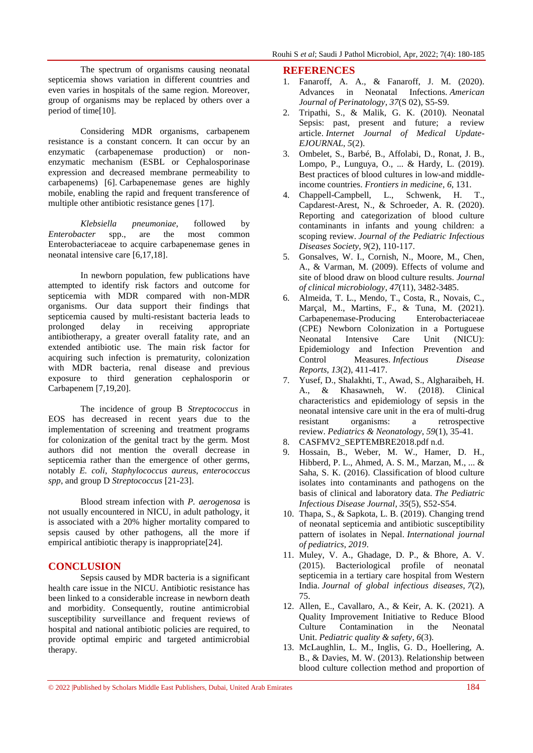The spectrum of organisms causing neonatal septicemia shows variation in different countries and even varies in hospitals of the same region. Moreover, group of organisms may be replaced by others over a period of time[10].

Considering MDR organisms, carbapenem resistance is a constant concern. It can occur by an enzymatic (carbapenemase production) or non-enzymatic mechanism (ESBL or Cephalosporinase expression and decreased membrane permeability to carbapenems) [6]. Carbapenemase genes are highly mobile, enabling the rapid and frequent transference of multiple other antibiotic resistance genes [17].

*Klebsiella pneumoniae*, followed by *Enterobacter* spp., are the most common Enterobacteriaceae to acquire carbapenemase genes in neonatal intensive care [6,17,18].

In newborn population, few publications have attempted to identify risk factors and outcome for septicemia with MDR compared with non-MDR organisms. Our data support their findings that septicemia caused by multi-resistant bacteria leads to prolonged delay in receiving appropriate antibiotherapy, a greater overall fatality rate, and an extended antibiotic use. The main risk factor for acquiring such infection is prematurity, colonization with MDR bacteria, renal disease and previous exposure to third generation cephalosporin or Carbapenem [7,19,20].

The incidence of group B *Streptococcus* in EOS has decreased in recent years due to the implementation of screening and treatment programs for colonization of the genital tract by the germ. Most authors did not mention the overall decrease in septicemia rather than the emergence of other germs, notably *E. coli*, *Staphylococcus aureus*, *enterococcus spp*, and group D *Streptococcus* [21-23].

Blood stream infection with *P. aerogenosa* is not usually encountered in NICU, in adult pathology, it is associated with a 20% higher mortality compared to sepsis caused by other pathogens, all the more if empirical antibiotic therapy is inappropriate[24].

## CONCLUSION

Sepsis caused by MDR bacteria is a significant health care issue in the NICU. Antibiotic resistance has been linked to a considerable increase in newborn death and morbidity. Consequently, routine antimicrobial susceptibility surveillance and frequent reviews of hospital and national antibiotic policies are required, to provide optimal empiric and targeted antimicrobial therapy.

## REFERENCES

1. Fanaroff, A. A., & Fanaroff, J. M. (2020). Advances in Neonatal Infections. *American Journal of Perinatology*, *37*(S 02), S5-S9.
2. Tripathi, S., & Malik, G. K. (2010). Neonatal Sepsis: past, present and future; a review article. *Internet Journal of Medical Update-EJOURNAL*, *5*(2).
3. Ombelet, S., Barbé, B., Affolabi, D., Ronat, J. B., Lompo, P., Lunguya, O., ... & Hardy, L. (2019). Best practices of blood cultures in low-and middle-income countries. *Frontiers in medicine*, *6*, 131.
4. Chappell-Campbell, L., Schwenk, H. T., Capdarest-Arest, N., & Schroeder, A. R. (2020). Reporting and categorization of blood culture contaminants in infants and young children: a scoping review. *Journal of the Pediatric Infectious Diseases Society*, *9*(2), 110-117.
5. Gonsalves, W. I., Cornish, N., Moore, M., Chen, A., & Varman, M. (2009). Effects of volume and site of blood draw on blood culture results. *Journal of clinical microbiology*, *47*(11), 3482-3485.
6. Almeida, T. L., Mendo, T., Costa, R., Novais, C., Marçal, M., Martins, F., & Tuna, M. (2021). Carbapenemase-Producing Enterobacteriaceae (CPE) Newborn Colonization in a Portuguese Neonatal Intensive Care Unit (NICU): Epidemiology and Infection Prevention and Control Measures. *Infectious Disease Reports*, *13*(2), 411-417.
7. Yusef, D., Shalakhti, T., Awad, S., Algharaibeh, H. A., & Khasawneh, W. (2018). Clinical characteristics and epidemiology of sepsis in the neonatal intensive care unit in the era of multi-drug resistant organisms: a retrospective review. *Pediatrics & Neonatology*, *59*(1), 35-41.
8. CASFMV2_SEPTEMBRE2018.pdf n.d.
9. Hossain, B., Weber, M. W., Hamer, D. H., Hibberd, P. L., Ahmed, A. S. M., Marzan, M., ... & Saha, S. K. (2016). Classification of blood culture isolates into contaminants and pathogens on the basis of clinical and laboratory data. *The Pediatric Infectious Disease Journal*, *35*(5), S52-S54.
10. Thapa, S., & Sapkota, L. B. (2019). Changing trend of neonatal septicemia and antibiotic susceptibility pattern of isolates in Nepal. *International journal of pediatrics*, *2019*.
11. Muley, V. A., Ghadage, D. P., & Bhore, A. V. (2015). Bacteriological profile of neonatal septicemia in a tertiary care hospital from Western India. *Journal of global infectious diseases*, *7*(2), 75.
12. Allen, E., Cavallaro, A., & Keir, A. K. (2021). A Quality Improvement Initiative to Reduce Blood Culture Contamination in the Neonatal Unit. *Pediatric quality & safety*, *6*(3).
13. McLaughlin, L. M., Inglis, G. D., Hoellering, A. B., & Davies, M. W. (2013). Relationship between blood culture collection method and proportion of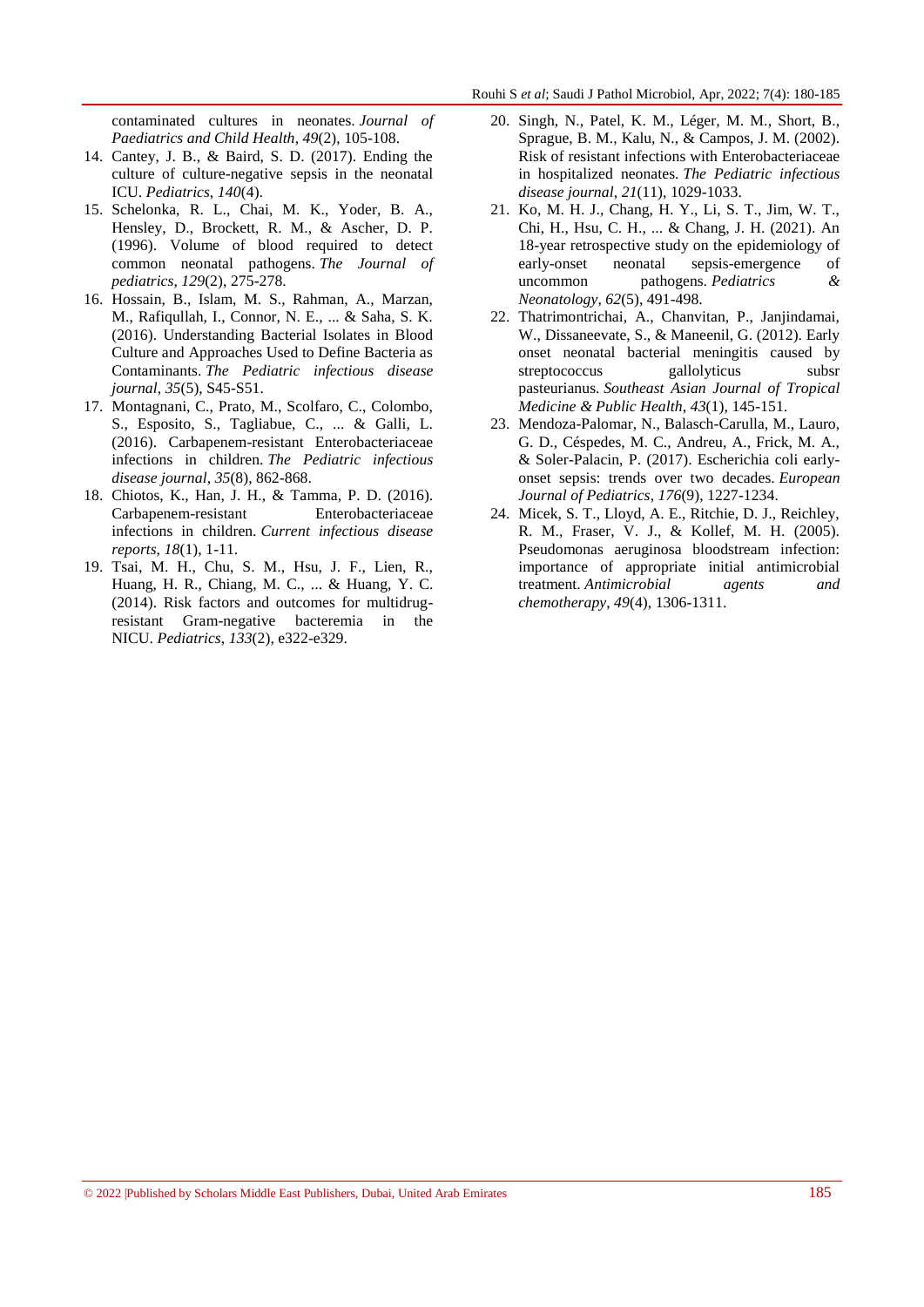contaminated cultures in neonates. *Journal of Paediatrics and Child Health*, *49*(2), 105-108.

14. Cantey, J. B., & Baird, S. D. (2017). Ending the culture of culture-negative sepsis in the neonatal ICU. *Pediatrics*, *140*(4).
15. Schelonka, R. L., Chai, M. K., Yoder, B. A., Hensley, D., Brockett, R. M., & Ascher, D. P. (1996). Volume of blood required to detect common neonatal pathogens. *The Journal of pediatrics*, *129*(2), 275-278.
16. Hossain, B., Islam, M. S., Rahman, A., Marzan, M., Rafiqullah, I., Connor, N. E., ... & Saha, S. K. (2016). Understanding Bacterial Isolates in Blood Culture and Approaches Used to Define Bacteria as Contaminants. *The Pediatric infectious disease journal*, *35*(5), S45-S51.
17. Montagnani, C., Prato, M., Scolfaro, C., Colombo, S., Esposito, S., Tagliabue, C., ... & Galli, L. (2016). Carbapenem-resistant Enterobacteriaceae infections in children. *The Pediatric infectious disease journal*, *35*(8), 862-868.
18. Chiotos, K., Han, J. H., & Tamma, P. D. (2016). Carbapenem-resistant Enterobacteriaceae infections in children. *Current infectious disease reports*, *18*(1), 1-11.
19. Tsai, M. H., Chu, S. M., Hsu, J. F., Lien, R., Huang, H. R., Chiang, M. C., ... & Huang, Y. C. (2014). Risk factors and outcomes for multidrug-resistant Gram-negative bacteremia in the NICU. *Pediatrics*, *133*(2), e322-e329.
20. Singh, N., Patel, K. M., Léger, M. M., Short, B., Sprague, B. M., Kalu, N., & Campos, J. M. (2002). Risk of resistant infections with Enterobacteriaceae in hospitalized neonates. *The Pediatric infectious disease journal*, *21*(11), 1029-1033.
21. Ko, M. H. J., Chang, H. Y., Li, S. T., Jim, W. T., Chi, H., Hsu, C. H., ... & Chang, J. H. (2021). An 18-year retrospective study on the epidemiology of early-onset neonatal sepsis-emergence of uncommon pathogens. *Pediatrics & Neonatology*, *62*(5), 491-498.
22. Thatrimontrichai, A., Chanvitan, P., Janjindamai, W., Dissaneevate, S., & Maneenil, G. (2012). Early onset neonatal bacterial meningitis caused by streptococcus gallolyticus subsr pasteurianus. *Southeast Asian Journal of Tropical Medicine & Public Health*, *43*(1), 145-151.
23. Mendoza-Palomar, N., Balasch-Carulla, M., Lauro, G. D., Céspedes, M. C., Andreu, A., Frick, M. A., & Soler-Palacin, P. (2017). Escherichia coli early-onset sepsis: trends over two decades. *European Journal of Pediatrics*, *176*(9), 1227-1234.
24. Micek, S. T., Lloyd, A. E., Ritchie, D. J., Reichley, R. M., Fraser, V. J., & Kollef, M. H. (2005). Pseudomonas aeruginosa bloodstream infection: importance of appropriate initial antimicrobial treatment. *Antimicrobial agents and chemotherapy*, *49*(4), 1306-1311.